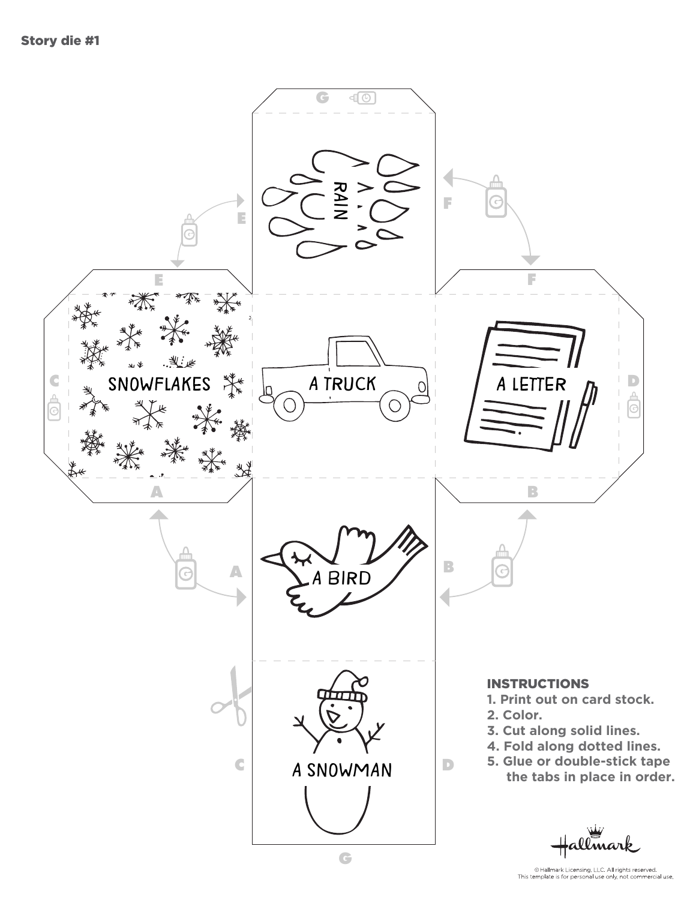Story die #1

RAIN

SNOWFLAKES

A TRUCK

A LETTER

A BIRD

A SNOWMAN

**INSTRUCTIONS**

1. **Print out on card stock.**
2. **Color.**
3. **Cut along solid lines.**
4. **Fold along dotted lines.**
5. **Glue or double-stick tape the tabs in place in order.**

© Hallmark Licensing, LLC. All rights reserved.
This template is for personal use only, not commercial use.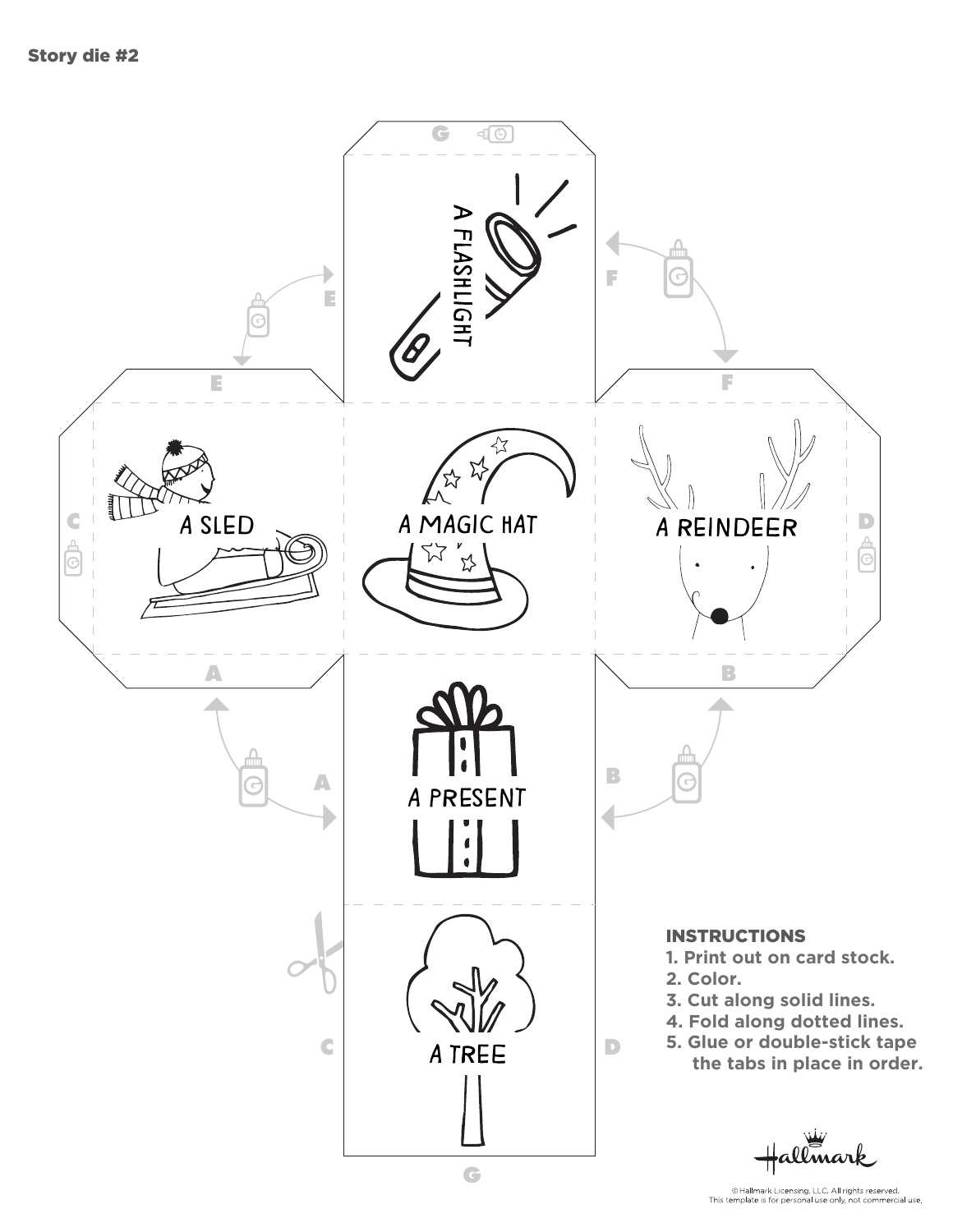Story die #2

A FLASHLIGHT

A SLED

A MAGIC HAT

A REINDEER

A PRESENT

A TREE

**INSTRUCTIONS**

1. **Print out on card stock.**
2. **Color.**
3. **Cut along solid lines.**
4. **Fold along dotted lines.**
5. **Glue or double-stick tape the tabs in place in order.**

© Hallmark Licensing, LLC. All rights reserved.
This template is for personal use only, not commercial use.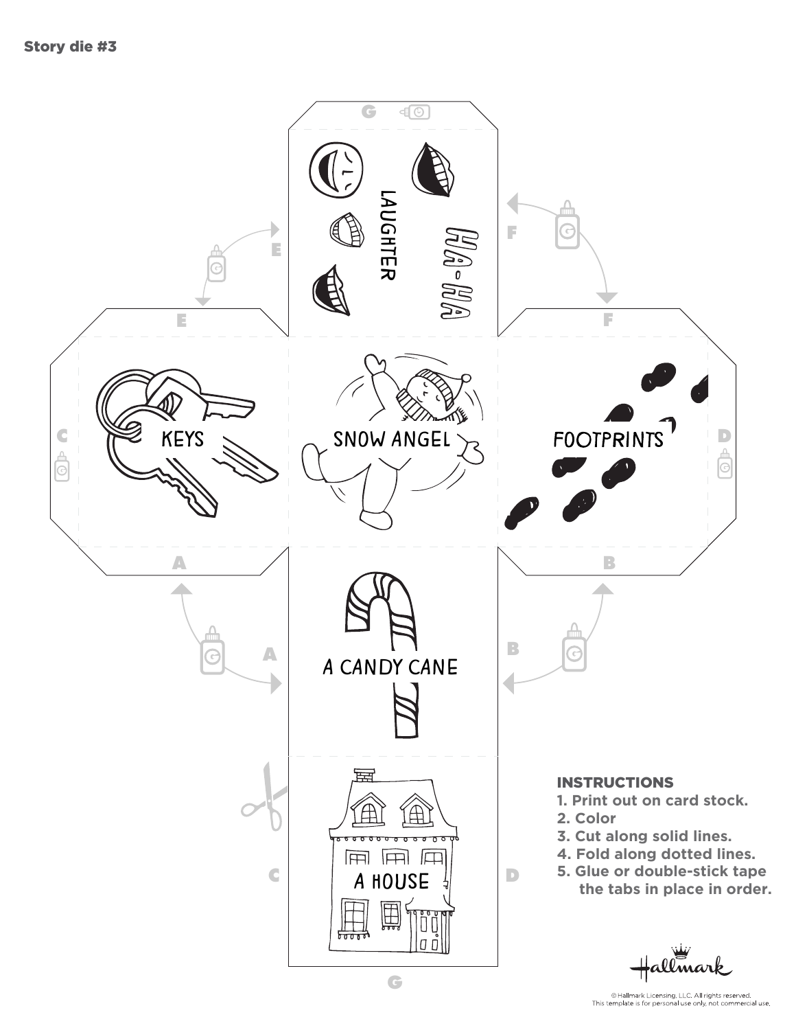## Story die #3

LAUGHTER

HA-HA

KEYS

SNOW ANGEL

FOOTPRINTS

A CANDY CANE

A HOUSE

**INSTRUCTIONS**

1. **Print out on card stock.**
2. **Color**
3. **Cut along solid lines.**
4. **Fold along dotted lines.**
5. **Glue or double-stick tape the tabs in place in order.**

© Hallmark Licensing, LLC. All rights reserved.
This template is for personal use only, not commercial use.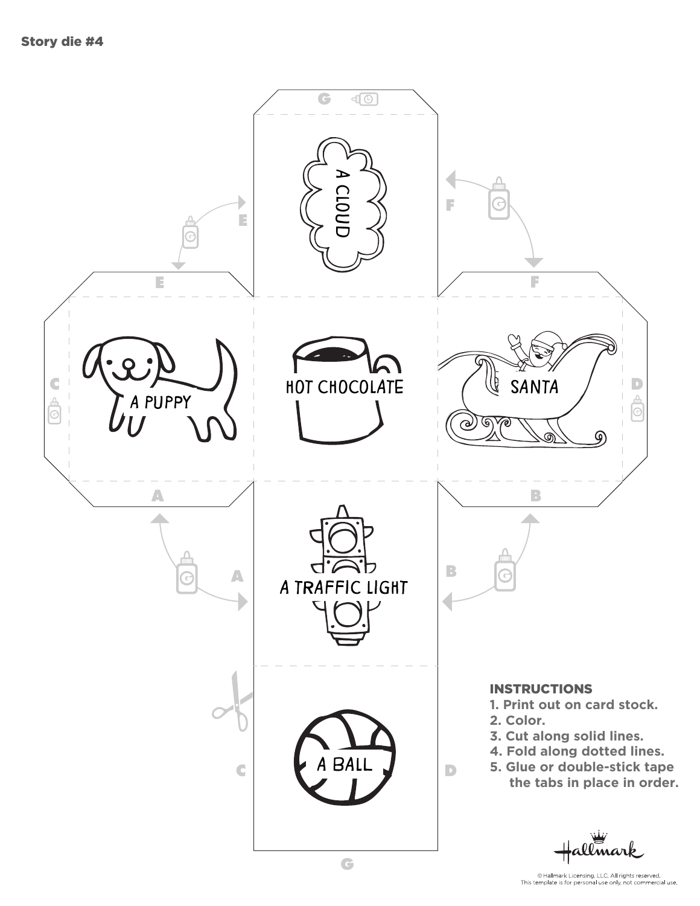**Story die #4**

G

A CLOUD

E

F

E

F

C

A PUPPY

HOT CHOCOLATE

SANTA

D

A

B

A TRAFFIC LIGHT

A

B

A BALL

C

D

G

**INSTRUCTIONS**

1. Print out on card stock.
2. Color.
3. Cut along solid lines.
4. Fold along dotted lines.
5. Glue or double-stick tape the tabs in place in order.

Hallmark

© Hallmark Licensing, LLC. All rights reserved.
This template is for personal use only, not commercial use.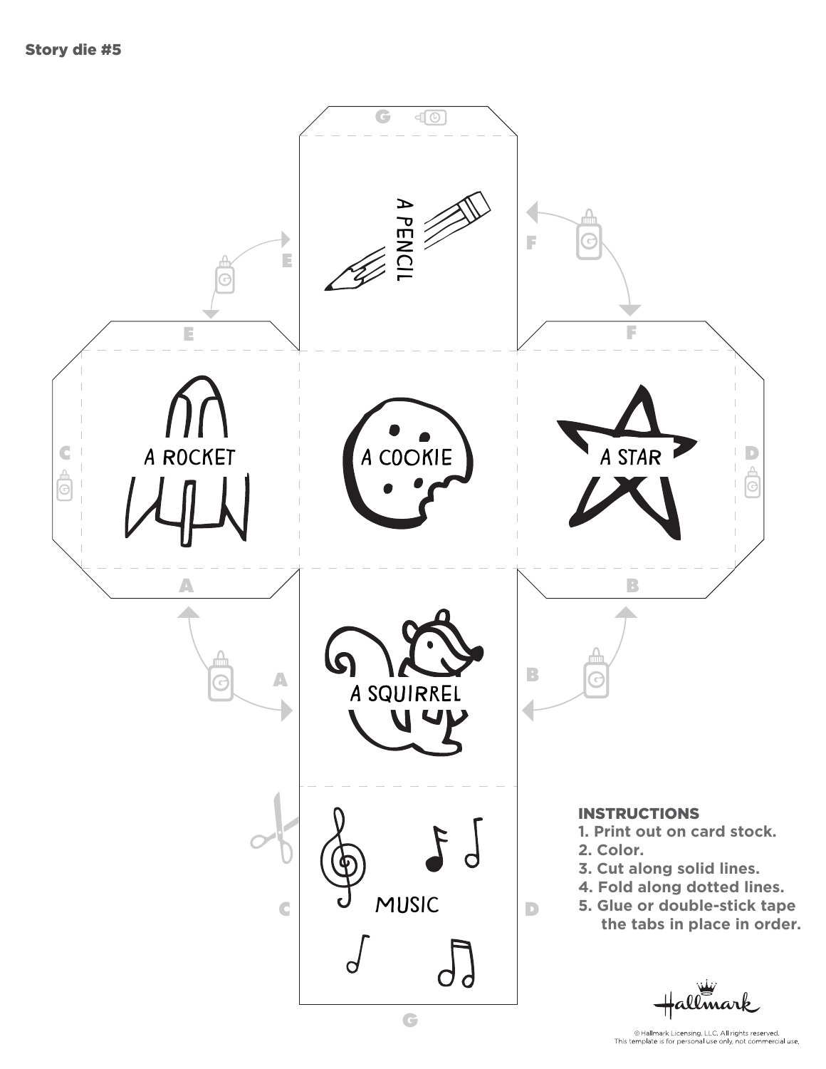# Story die #5

A PENCIL

A ROCKET

A COOKIE

A STAR

A SQUIRREL

MUSIC

G

E

F

C

D

A

B

**INSTRUCTIONS**

1. **Print out on card stock.**
2. **Color.**
3. **Cut along solid lines.**
4. **Fold along dotted lines.**
5. **Glue or double-stick tape the tabs in place in order.**

Hallmark

© Hallmark Licensing, LLC. All rights reserved.
This template is for personal use only, not commercial use.